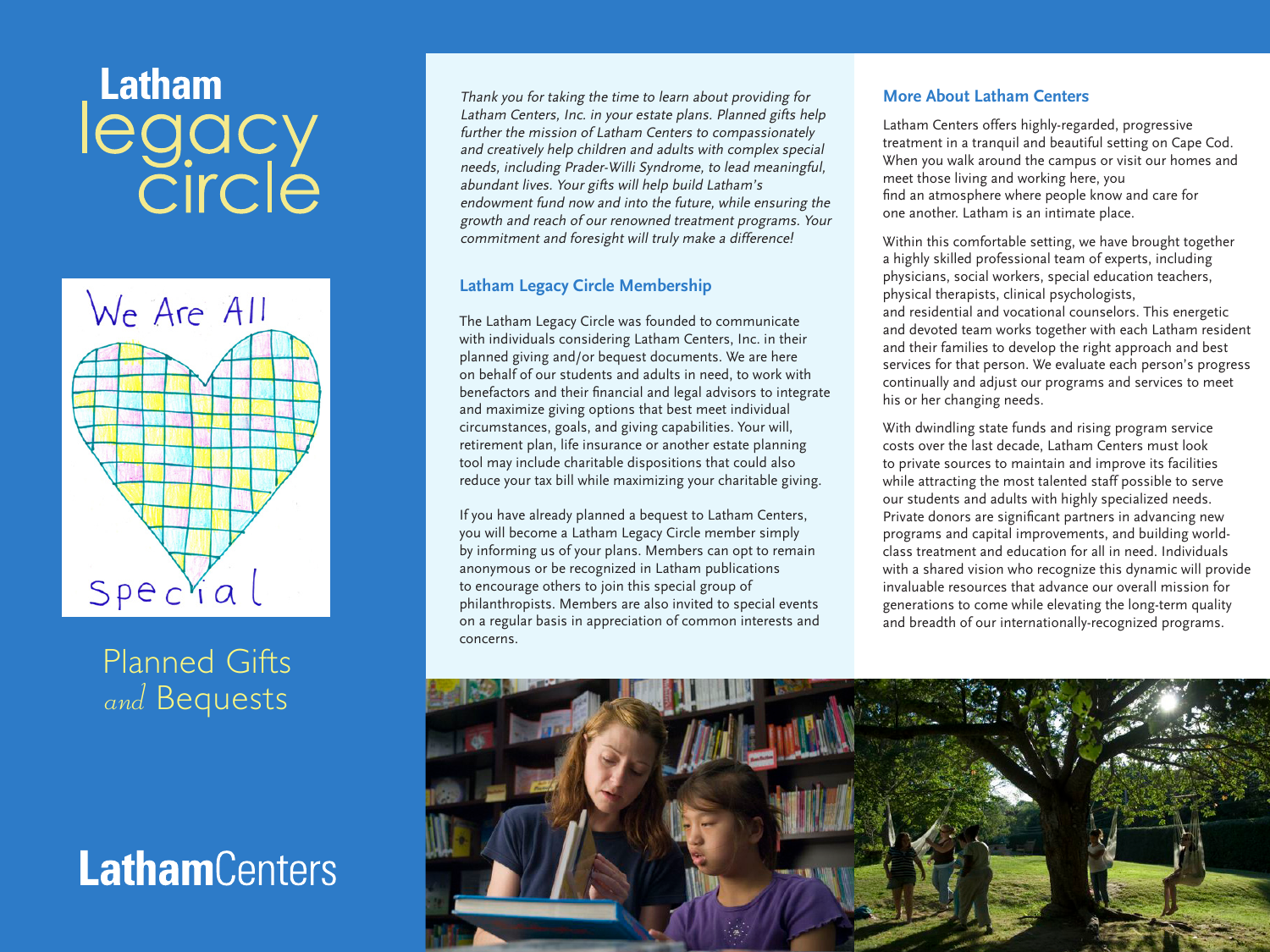# Latham legacy circle

We Are All Special

Planned Gifts *and* Bequests

**Latham**Centers

*Thank you for taking the time to learn about providing for Latham Centers, Inc. in your estate plans. Planned gifts help further the mission of Latham Centers to compassionately and creatively help children and adults with complex special needs, including Prader-Willi Syndrome, to lead meaningful, abundant lives. Your gifts will help build Latham's endowment fund now and into the future, while ensuring the growth and reach of our renowned treatment programs. Your commitment and foresight will truly make a difference!*

## Latham Legacy Circle Membership

The Latham Legacy Circle was founded to communicate with individuals considering Latham Centers, Inc. in their planned giving and/or bequest documents. We are here on behalf of our students and adults in need, to work with benefactors and their financial and legal advisors to integrate and maximize giving options that best meet individual circumstances, goals, and giving capabilities. Your will, retirement plan, life insurance or another estate planning tool may include charitable dispositions that could also reduce your tax bill while maximizing your charitable giving.

If you have already planned a bequest to Latham Centers, you will become a Latham Legacy Circle member simply by informing us of your plans. Members can opt to remain anonymous or be recognized in Latham publications to encourage others to join this special group of philanthropists. Members are also invited to special events on a regular basis in appreciation of common interests and concerns.

## More About Latham Centers

Latham Centers offers highly-regarded, progressive treatment in a tranquil and beautiful setting on Cape Cod. When you walk around the campus or visit our homes and meet those living and working here, you find an atmosphere where people know and care for one another. Latham is an intimate place.

Within this comfortable setting, we have brought together a highly skilled professional team of experts, including physicians, social workers, special education teachers, physical therapists, clinical psychologists, and residential and vocational counselors. This energetic and devoted team works together with each Latham resident and their families to develop the right approach and best services for that person. We evaluate each person's progress continually and adjust our programs and services to meet his or her changing needs.

With dwindling state funds and rising program service costs over the last decade, Latham Centers must look to private sources to maintain and improve its facilities while attracting the most talented staff possible to serve our students and adults with highly specialized needs. Private donors are significant partners in advancing new programs and capital improvements, and building world-class treatment and education for all in need. Individuals with a shared vision who recognize this dynamic will provide invaluable resources that advance our overall mission for generations to come while elevating the long-term quality and breadth of our internationally-recognized programs.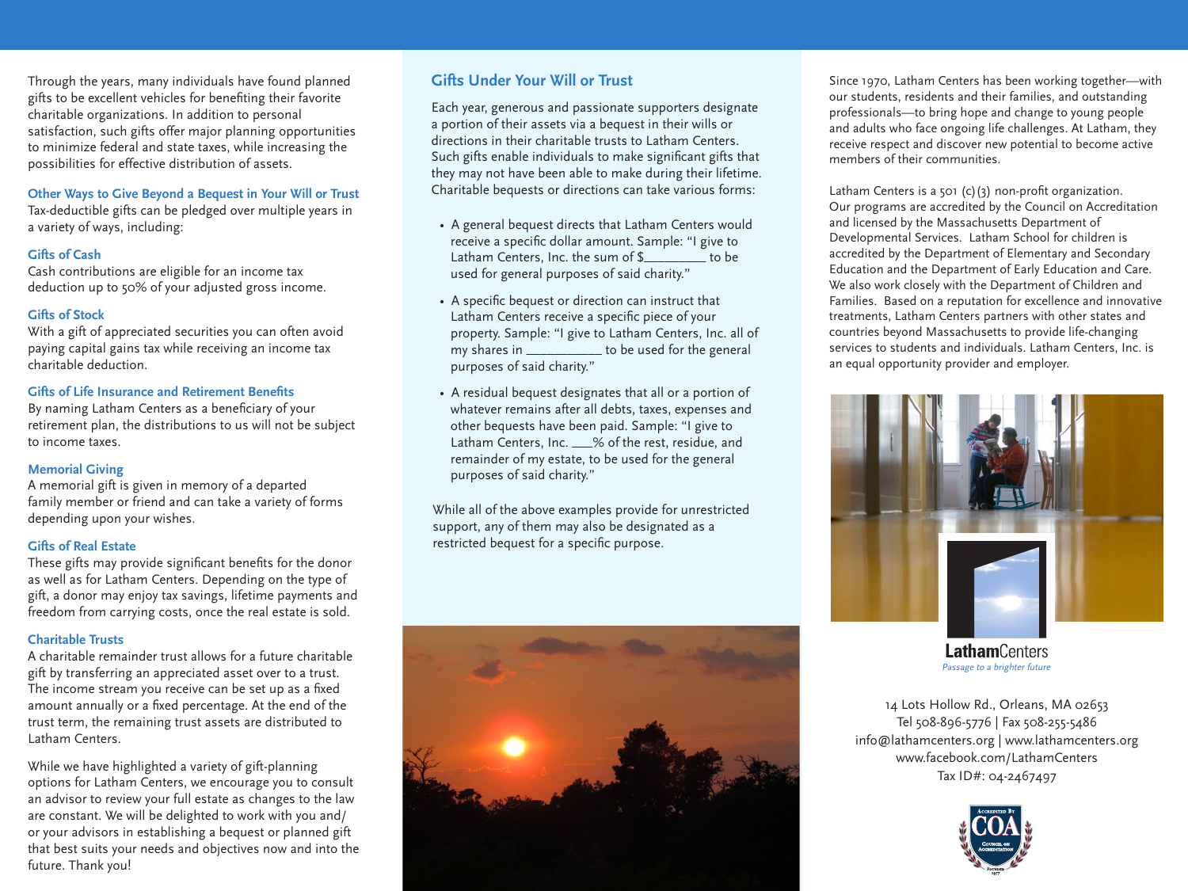Through the years, many individuals have found planned gifts to be excellent vehicles for benefiting their favorite charitable organizations. In addition to personal satisfaction, such gifts offer major planning opportunities to minimize federal and state taxes, while increasing the possibilities for effective distribution of assets.

### Other Ways to Give Beyond a Bequest in Your Will or Trust

Tax-deductible gifts can be pledged over multiple years in a variety of ways, including:

### Gifts of Cash

Cash contributions are eligible for an income tax deduction up to 50% of your adjusted gross income.

### Gifts of Stock

With a gift of appreciated securities you can often avoid paying capital gains tax while receiving an income tax charitable deduction.

### Gifts of Life Insurance and Retirement Benefits

By naming Latham Centers as a beneficiary of your retirement plan, the distributions to us will not be subject to income taxes.

### Memorial Giving

A memorial gift is given in memory of a departed family member or friend and can take a variety of forms depending upon your wishes.

### Gifts of Real Estate

These gifts may provide significant benefits for the donor as well as for Latham Centers. Depending on the type of gift, a donor may enjoy tax savings, lifetime payments and freedom from carrying costs, once the real estate is sold.

### Charitable Trusts

A charitable remainder trust allows for a future charitable gift by transferring an appreciated asset over to a trust. The income stream you receive can be set up as a fixed amount annually or a fixed percentage. At the end of the trust term, the remaining trust assets are distributed to Latham Centers.

While we have highlighted a variety of gift-planning options for Latham Centers, we encourage you to consult an advisor to review your full estate as changes to the law are constant. We will be delighted to work with you and/or your advisors in establishing a bequest or planned gift that best suits your needs and objectives now and into the future. Thank you!

## Gifts Under Your Will or Trust

Each year, generous and passionate supporters designate a portion of their assets via a bequest in their wills or directions in their charitable trusts to Latham Centers. Such gifts enable individuals to make significant gifts that they may not have been able to make during their lifetime. Charitable bequests or directions can take various forms:

- A general bequest directs that Latham Centers would receive a specific dollar amount. Sample: "I give to Latham Centers, Inc. the sum of $_________ to be used for general purposes of said charity."
- A specific bequest or direction can instruct that Latham Centers receive a specific piece of your property. Sample: "I give to Latham Centers, Inc. all of my shares in ___________ to be used for the general purposes of said charity."
- A residual bequest designates that all or a portion of whatever remains after all debts, taxes, expenses and other bequests have been paid. Sample: "I give to Latham Centers, Inc. ___% of the rest, residue, and remainder of my estate, to be used for the general purposes of said charity."

While all of the above examples provide for unrestricted support, any of them may also be designated as a restricted bequest for a specific purpose.

Since 1970, Latham Centers has been working together—with our students, residents and their families, and outstanding professionals—to bring hope and change to young people and adults who face ongoing life challenges. At Latham, they receive respect and discover new potential to become active members of their communities.

Latham Centers is a 501 (c)(3) non-profit organization. Our programs are accredited by the Council on Accreditation and licensed by the Massachusetts Department of Developmental Services. Latham School for children is accredited by the Department of Elementary and Secondary Education and the Department of Early Education and Care. We also work closely with the Department of Children and Families. Based on a reputation for excellence and innovative treatments, Latham Centers partners with other states and countries beyond Massachusetts to provide life-changing services to students and individuals. Latham Centers, Inc. is an equal opportunity provider and employer.

**Latham**Centers
*Passage to a brighter future*

14 Lots Hollow Rd., Orleans, MA 02653
Tel 508-896-5776 | Fax 508-255-5486
info@lathamcenters.org | www.lathamcenters.org
www.facebook.com/LathamCenters
Tax ID#: 04-2467497